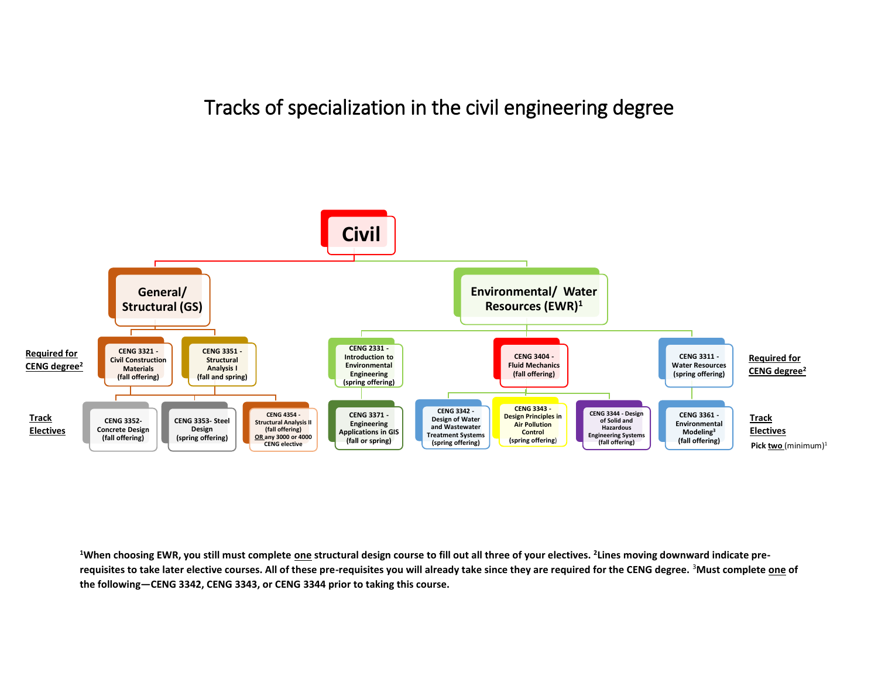# Tracks of specialization in the civil engineering degree

## Civil

### General/ Structural (GS)

**Required for CENG degree[2]**

- CENG 3321 - Civil Construction Materials (fall offering)
- CENG 3351 - Structural Analysis I (fall and spring)

**Track Electives**

- CENG 3352- Concrete Design (fall offering)
- CENG 3353- Steel Design (spring offering)
- CENG 4354 - Structural Analysis II (fall offering) <u>OR</u> any 3000 or 4000 CENG elective

### Environmental/ Water Resources (EWR)[1]

**Required for CENG degree[2]**

- CENG 2331 - Introduction to Environmental Engineering (spring offering)
- CENG 3404 - Fluid Mechanics (fall offering)
- CENG 3311 - Water Resources (spring offering)

**Track Electives**

Pick <u>two</u> (minimum)[1]

- CENG 3371 - Engineering Applications in GIS (fall or spring)
- CENG 3342 - Design of Water and Wastewater Treatment Systems (spring offering)
- CENG 3343 - Design Principles in Air Pollution Control (spring offering)
- CENG 3344 - Design of Solid and Hazardous Engineering Systems (fall offering)
- CENG 3361 - Environmental Modeling[3] (fall offering)

**[1]When choosing EWR, you still must complete <u>one</u> structural design course to fill out all three of your electives. [2]Lines moving downward indicate pre-requisites to take later elective courses. All of these pre-requisites you will already take since they are required for the CENG degree. [3]Must complete <u>one</u> of the following—CENG 3342, CENG 3343, or CENG 3344 prior to taking this course.**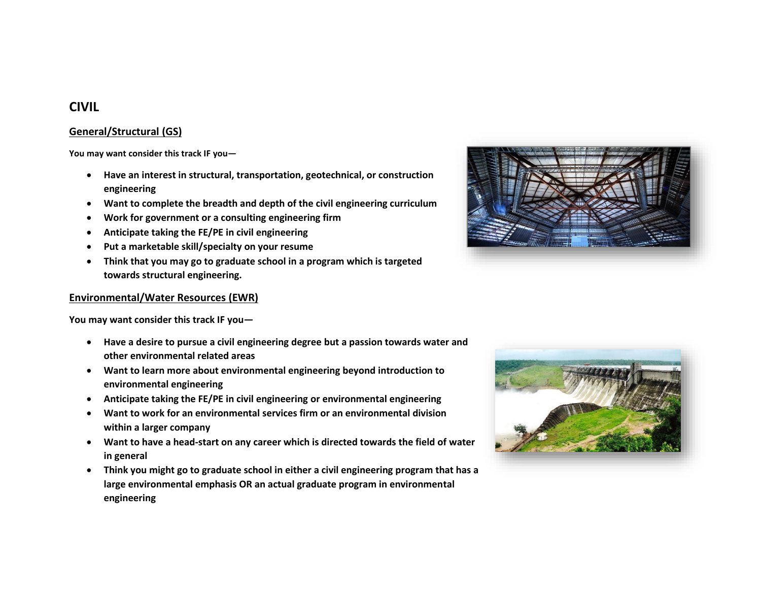# CIVIL

## General/Structural (GS)

**You may want consider this track IF you—**

- **Have an interest in structural, transportation, geotechnical, or construction engineering**
- **Want to complete the breadth and depth of the civil engineering curriculum**
- **Work for government or a consulting engineering firm**
- **Anticipate taking the FE/PE in civil engineering**
- **Put a marketable skill/specialty on your resume**
- **Think that you may go to graduate school in a program which is targeted towards structural engineering.**

## Environmental/Water Resources (EWR)

**You may want consider this track IF you—**

- **Have a desire to pursue a civil engineering degree but a passion towards water and other environmental related areas**
- **Want to learn more about environmental engineering beyond introduction to environmental engineering**
- **Anticipate taking the FE/PE in civil engineering or environmental engineering**
- **Want to work for an environmental services firm or an environmental division within a larger company**
- **Want to have a head-start on any career which is directed towards the field of water in general**
- **Think you might go to graduate school in either a civil engineering program that has a large environmental emphasis OR an actual graduate program in environmental engineering**